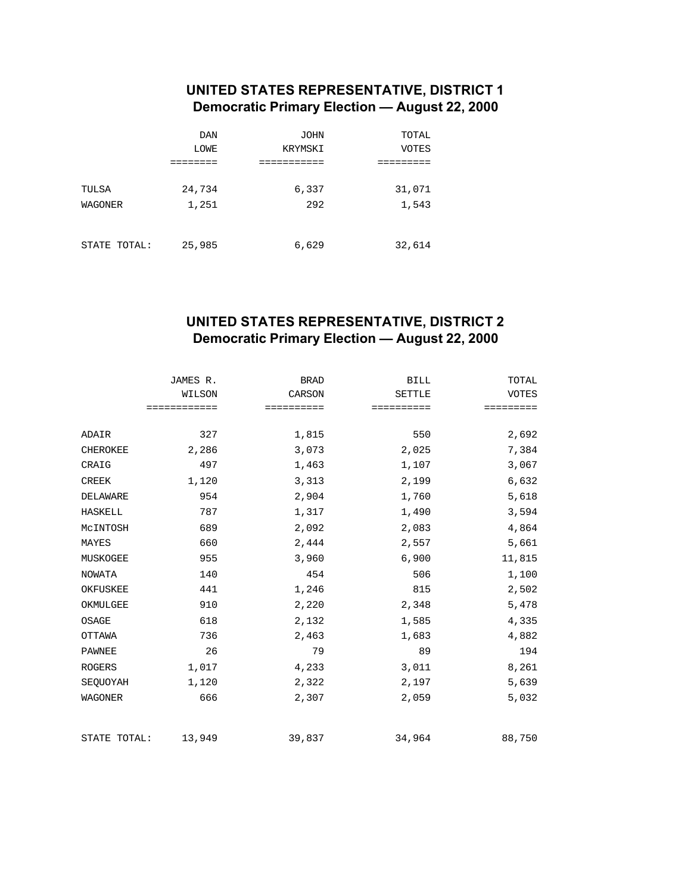## UNITED STATES REPRESENTATIVE, DISTRICT 1
### Democratic Primary Election — August 22, 2000

| | DAN LOWE | JOHN KRYMSKI | TOTAL VOTES |
|---|---|---|---|
| TULSA | 24,734 | 6,337 | 31,071 |
| WAGONER | 1,251 | 292 | 1,543 |
| STATE TOTAL: | 25,985 | 6,629 | 32,614 |

## UNITED STATES REPRESENTATIVE, DISTRICT 2
### Democratic Primary Election — August 22, 2000

| | JAMES R. WILSON | BRAD CARSON | BILL SETTLE | TOTAL VOTES |
|---|---|---|---|---|
| ADAIR | 327 | 1,815 | 550 | 2,692 |
| CHEROKEE | 2,286 | 3,073 | 2,025 | 7,384 |
| CRAIG | 497 | 1,463 | 1,107 | 3,067 |
| CREEK | 1,120 | 3,313 | 2,199 | 6,632 |
| DELAWARE | 954 | 2,904 | 1,760 | 5,618 |
| HASKELL | 787 | 1,317 | 1,490 | 3,594 |
| McINTOSH | 689 | 2,092 | 2,083 | 4,864 |
| MAYES | 660 | 2,444 | 2,557 | 5,661 |
| MUSKOGEE | 955 | 3,960 | 6,900 | 11,815 |
| NOWATA | 140 | 454 | 506 | 1,100 |
| OKFUSKEE | 441 | 1,246 | 815 | 2,502 |
| OKMULGEE | 910 | 2,220 | 2,348 | 5,478 |
| OSAGE | 618 | 2,132 | 1,585 | 4,335 |
| OTTAWA | 736 | 2,463 | 1,683 | 4,882 |
| PAWNEE | 26 | 79 | 89 | 194 |
| ROGERS | 1,017 | 4,233 | 3,011 | 8,261 |
| SEQUOYAH | 1,120 | 2,322 | 2,197 | 5,639 |
| WAGONER | 666 | 2,307 | 2,059 | 5,032 |
| STATE TOTAL: | 13,949 | 39,837 | 34,964 | 88,750 |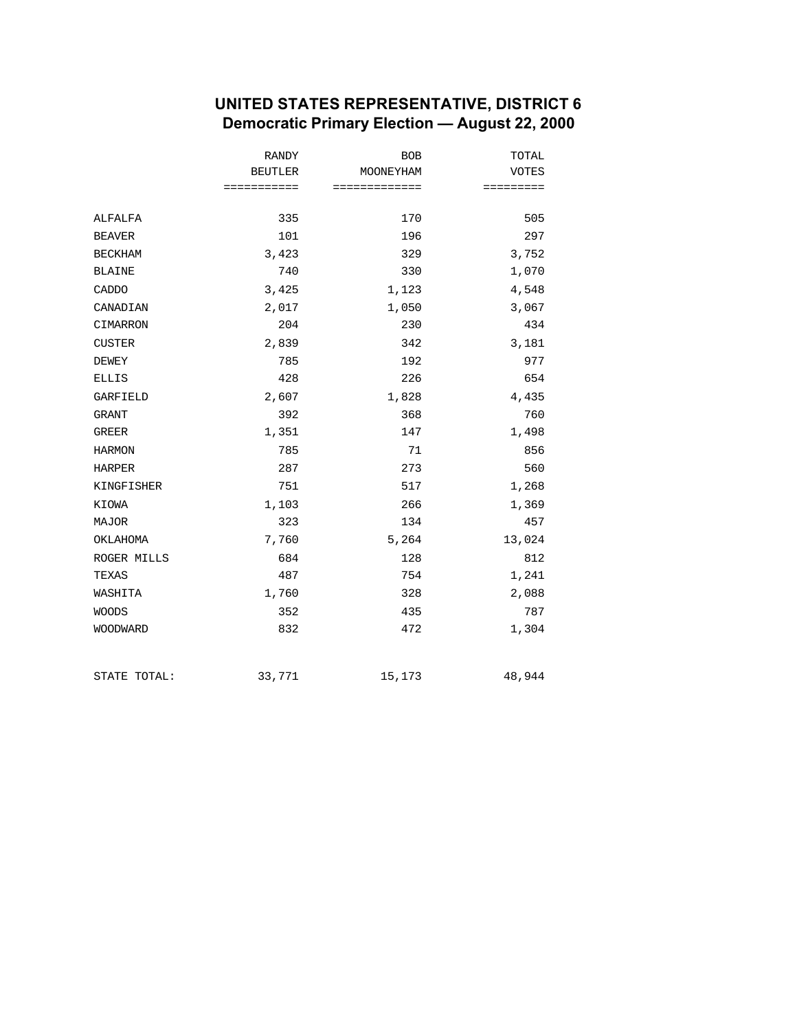## UNITED STATES REPRESENTATIVE, DISTRICT 6
### Democratic Primary Election — August 22, 2000

| | RANDY BEUTLER | BOB MOONEYHAM | TOTAL VOTES |
|---|---|---|---|
| ALFALFA | 335 | 170 | 505 |
| BEAVER | 101 | 196 | 297 |
| BECKHAM | 3,423 | 329 | 3,752 |
| BLAINE | 740 | 330 | 1,070 |
| CADDO | 3,425 | 1,123 | 4,548 |
| CANADIAN | 2,017 | 1,050 | 3,067 |
| CIMARRON | 204 | 230 | 434 |
| CUSTER | 2,839 | 342 | 3,181 |
| DEWEY | 785 | 192 | 977 |
| ELLIS | 428 | 226 | 654 |
| GARFIELD | 2,607 | 1,828 | 4,435 |
| GRANT | 392 | 368 | 760 |
| GREER | 1,351 | 147 | 1,498 |
| HARMON | 785 | 71 | 856 |
| HARPER | 287 | 273 | 560 |
| KINGFISHER | 751 | 517 | 1,268 |
| KIOWA | 1,103 | 266 | 1,369 |
| MAJOR | 323 | 134 | 457 |
| OKLAHOMA | 7,760 | 5,264 | 13,024 |
| ROGER MILLS | 684 | 128 | 812 |
| TEXAS | 487 | 754 | 1,241 |
| WASHITA | 1,760 | 328 | 2,088 |
| WOODS | 352 | 435 | 787 |
| WOODWARD | 832 | 472 | 1,304 |
| STATE TOTAL: | 33,771 | 15,173 | 48,944 |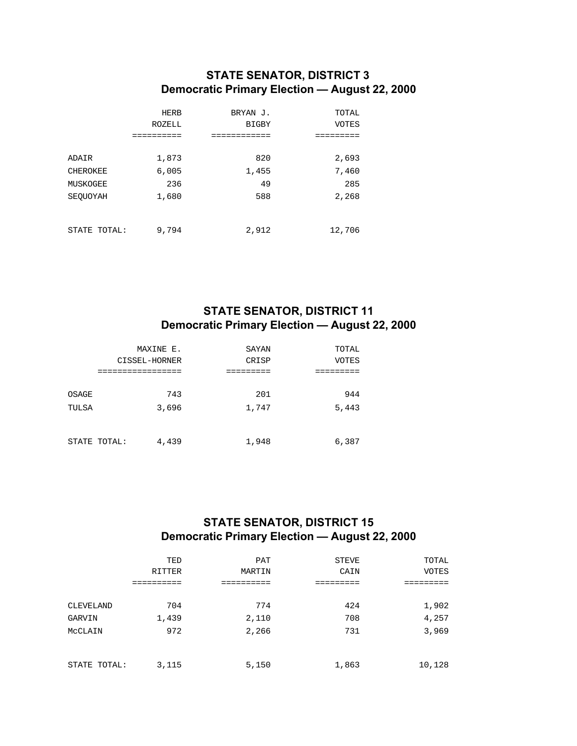## STATE SENATOR, DISTRICT 3
## Democratic Primary Election — August 22, 2000

| | HERB ROZELL | BRYAN J. BIGBY | TOTAL VOTES |
|---|---|---|---|
| ADAIR | 1,873 | 820 | 2,693 |
| CHEROKEE | 6,005 | 1,455 | 7,460 |
| MUSKOGEE | 236 | 49 | 285 |
| SEQUOYAH | 1,680 | 588 | 2,268 |
| STATE TOTAL: | 9,794 | 2,912 | 12,706 |

## STATE SENATOR, DISTRICT 11
## Democratic Primary Election — August 22, 2000

| | MAXINE E. CISSEL-HORNER | SAYAN CRISP | TOTAL VOTES |
|---|---|---|---|
| OSAGE | 743 | 201 | 944 |
| TULSA | 3,696 | 1,747 | 5,443 |
| STATE TOTAL: | 4,439 | 1,948 | 6,387 |

## STATE SENATOR, DISTRICT 15
## Democratic Primary Election — August 22, 2000

| | TED RITTER | PAT MARTIN | STEVE CAIN | TOTAL VOTES |
|---|---|---|---|---|
| CLEVELAND | 704 | 774 | 424 | 1,902 |
| GARVIN | 1,439 | 2,110 | 708 | 4,257 |
| McCLAIN | 972 | 2,266 | 731 | 3,969 |
| STATE TOTAL: | 3,115 | 5,150 | 1,863 | 10,128 |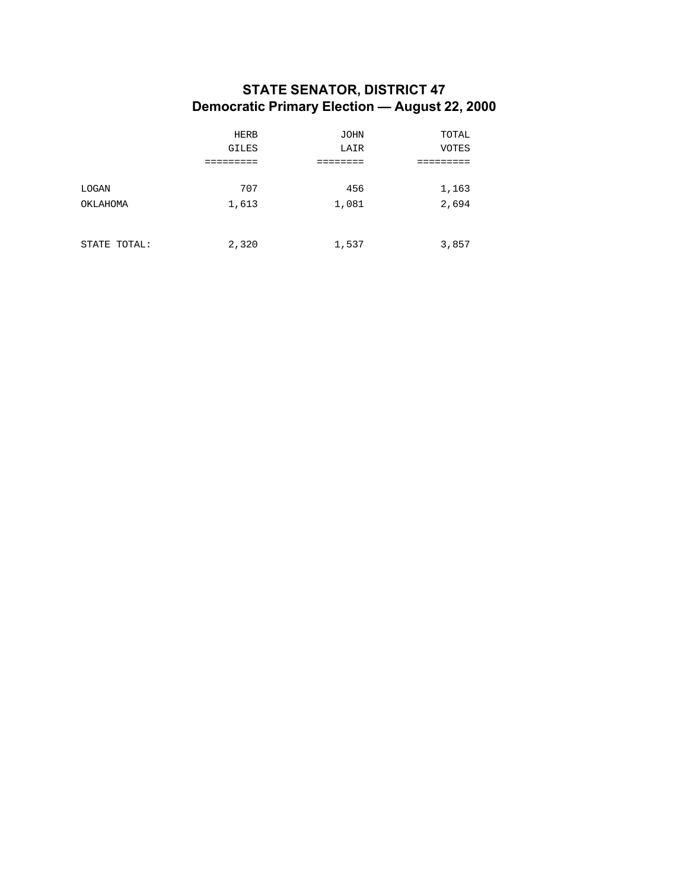## STATE SENATOR, DISTRICT 47
## Democratic Primary Election — August 22, 2000

| | HERB GILES | JOHN LAIR | TOTAL VOTES |
|---|---|---|---|
| LOGAN | 707 | 456 | 1,163 |
| OKLAHOMA | 1,613 | 1,081 | 2,694 |
| STATE TOTAL: | 2,320 | 1,537 | 3,857 |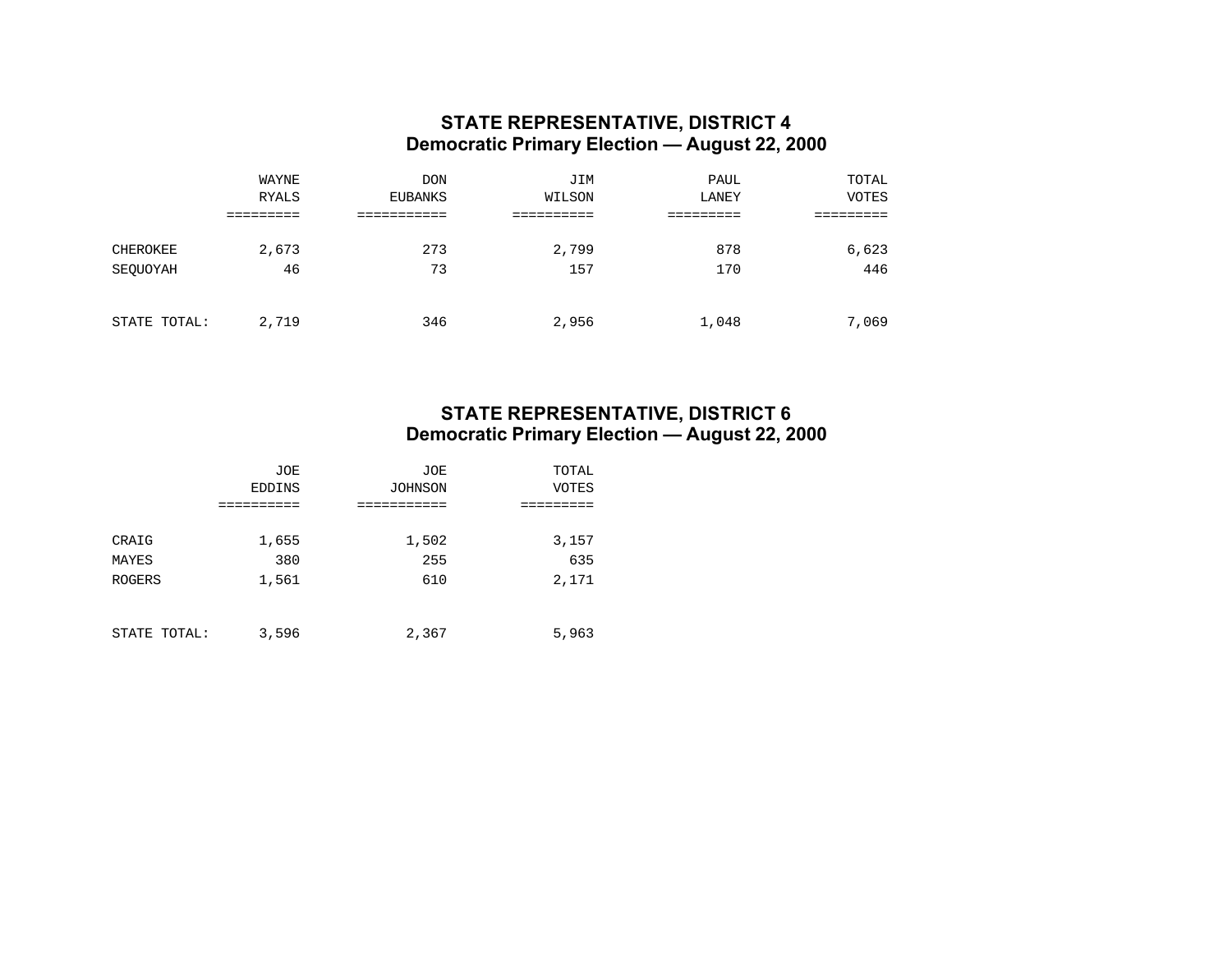## STATE REPRESENTATIVE, DISTRICT 4
## Democratic Primary Election — August 22, 2000

| | WAYNE RYALS | DON EUBANKS | JIM WILSON | PAUL LANEY | TOTAL VOTES |
|---|---|---|---|---|---|
| CHEROKEE | 2,673 | 273 | 2,799 | 878 | 6,623 |
| SEQUOYAH | 46 | 73 | 157 | 170 | 446 |
| STATE TOTAL: | 2,719 | 346 | 2,956 | 1,048 | 7,069 |

## STATE REPRESENTATIVE, DISTRICT 6
## Democratic Primary Election — August 22, 2000

| | JOE EDDINS | JOE JOHNSON | TOTAL VOTES |
|---|---|---|---|
| CRAIG | 1,655 | 1,502 | 3,157 |
| MAYES | 380 | 255 | 635 |
| ROGERS | 1,561 | 610 | 2,171 |
| STATE TOTAL: | 3,596 | 2,367 | 5,963 |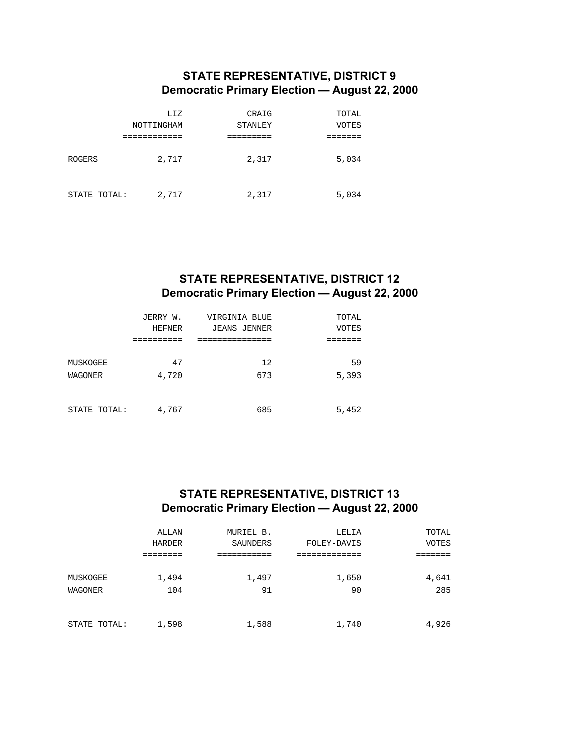## STATE REPRESENTATIVE, DISTRICT 9
## Democratic Primary Election — August 22, 2000

| | LIZ NOTTINGHAM | CRAIG STANLEY | TOTAL VOTES |
|---|---|---|---|
| ROGERS | 2,717 | 2,317 | 5,034 |
| STATE TOTAL: | 2,717 | 2,317 | 5,034 |

## STATE REPRESENTATIVE, DISTRICT 12
## Democratic Primary Election — August 22, 2000

| | JERRY W. HEFNER | VIRGINIA BLUE JEANS JENNER | TOTAL VOTES |
|---|---|---|---|
| MUSKOGEE | 47 | 12 | 59 |
| WAGONER | 4,720 | 673 | 5,393 |
| STATE TOTAL: | 4,767 | 685 | 5,452 |

## STATE REPRESENTATIVE, DISTRICT 13
## Democratic Primary Election — August 22, 2000

| | ALLAN HARDER | MURIEL B. SAUNDERS | LELIA FOLEY-DAVIS | TOTAL VOTES |
|---|---|---|---|---|
| MUSKOGEE | 1,494 | 1,497 | 1,650 | 4,641 |
| WAGONER | 104 | 91 | 90 | 285 |
| STATE TOTAL: | 1,598 | 1,588 | 1,740 | 4,926 |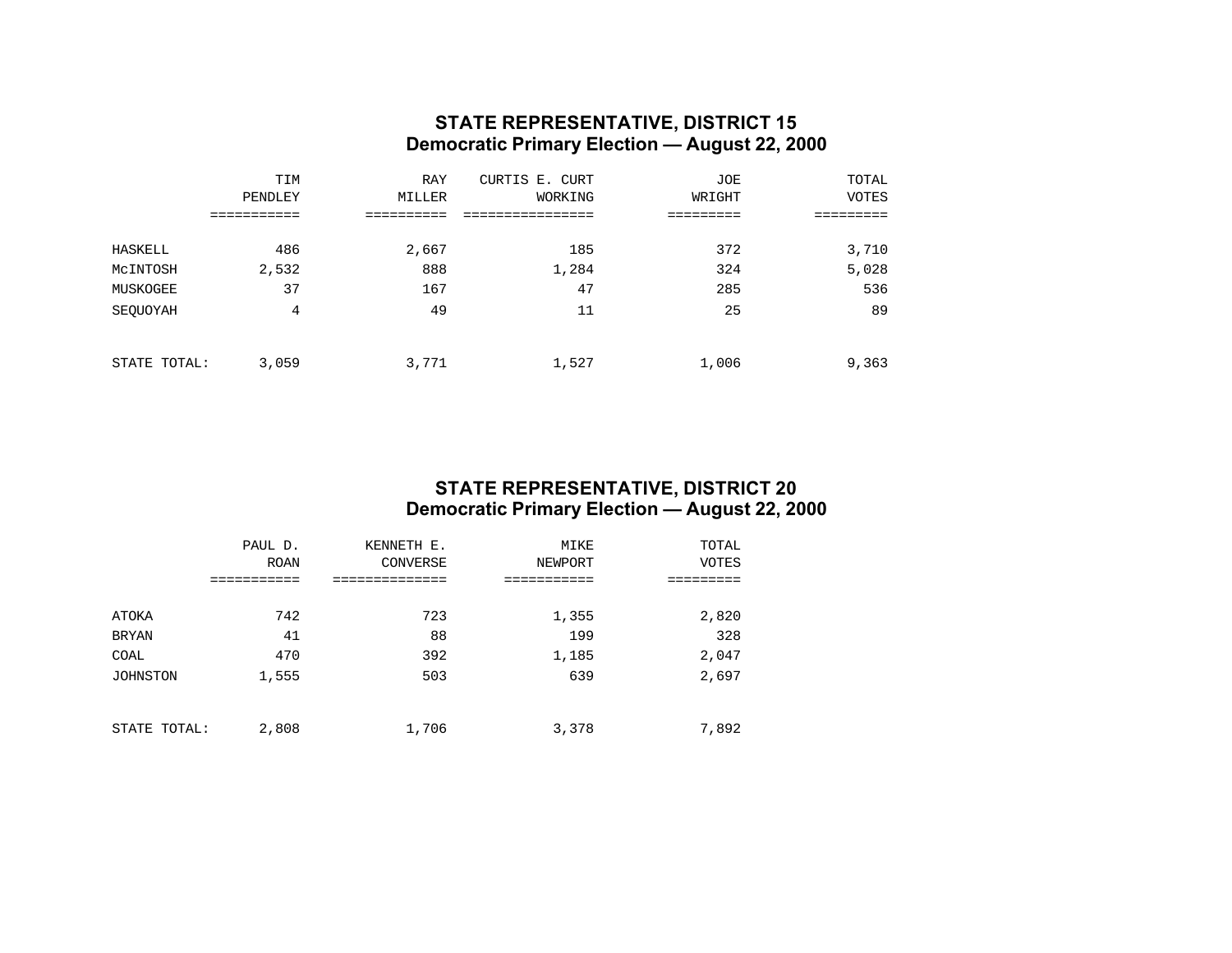## STATE REPRESENTATIVE, DISTRICT 15
## Democratic Primary Election — August 22, 2000

| | TIM PENDLEY | RAY MILLER | CURTIS E. CURT WORKING | JOE WRIGHT | TOTAL VOTES |
|---|---|---|---|---|---|
| HASKELL | 486 | 2,667 | 185 | 372 | 3,710 |
| McINTOSH | 2,532 | 888 | 1,284 | 324 | 5,028 |
| MUSKOGEE | 37 | 167 | 47 | 285 | 536 |
| SEQUOYAH | 4 | 49 | 11 | 25 | 89 |
| STATE TOTAL: | 3,059 | 3,771 | 1,527 | 1,006 | 9,363 |

## STATE REPRESENTATIVE, DISTRICT 20
## Democratic Primary Election — August 22, 2000

| | PAUL D. ROAN | KENNETH E. CONVERSE | MIKE NEWPORT | TOTAL VOTES |
|---|---|---|---|---|
| ATOKA | 742 | 723 | 1,355 | 2,820 |
| BRYAN | 41 | 88 | 199 | 328 |
| COAL | 470 | 392 | 1,185 | 2,047 |
| JOHNSTON | 1,555 | 503 | 639 | 2,697 |
| STATE TOTAL: | 2,808 | 1,706 | 3,378 | 7,892 |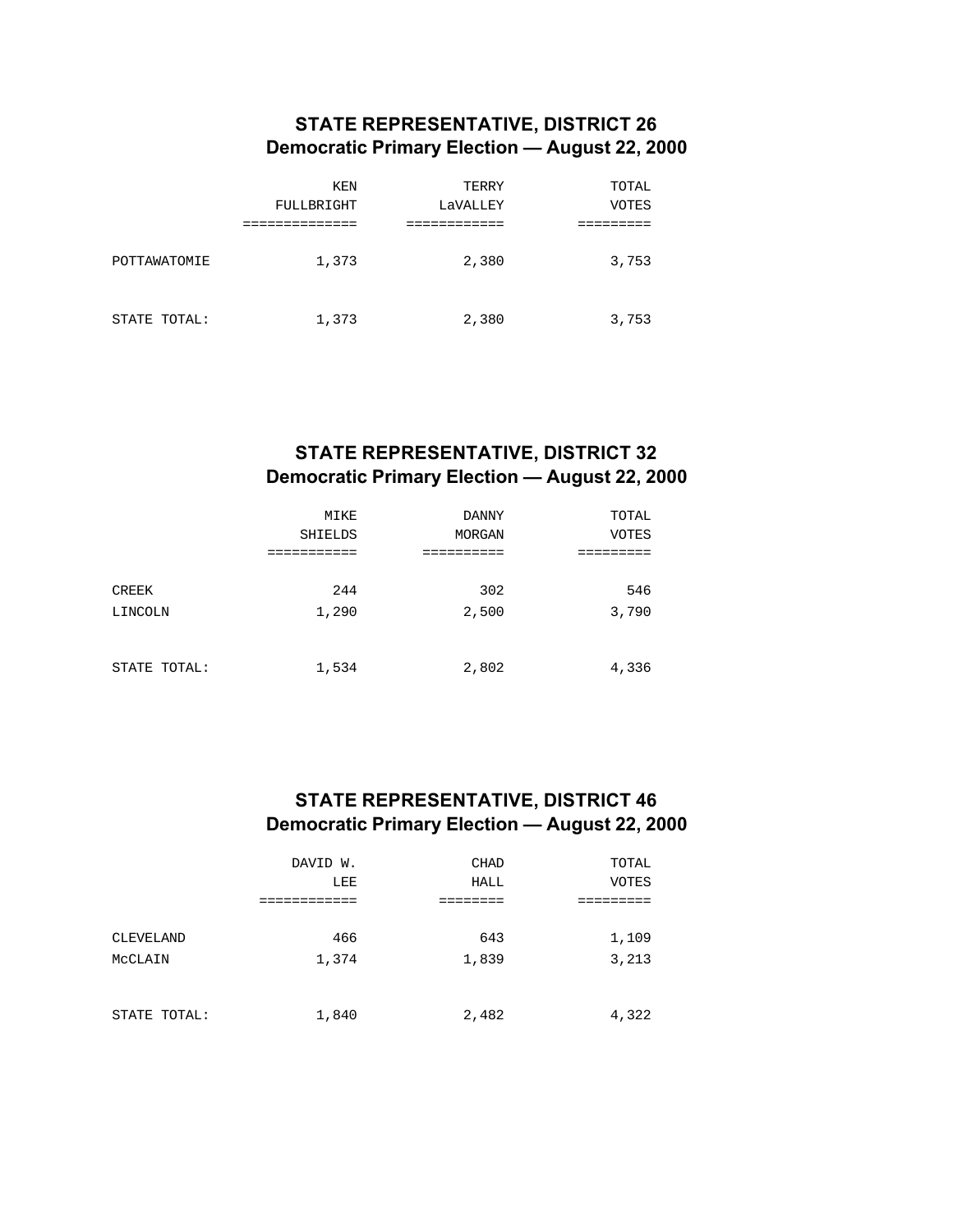## STATE REPRESENTATIVE, DISTRICT 26
## Democratic Primary Election — August 22, 2000

| | KEN FULLBRIGHT | TERRY LaVALLEY | TOTAL VOTES |
|---|---|---|---|
| POTTAWATOMIE | 1,373 | 2,380 | 3,753 |
| STATE TOTAL: | 1,373 | 2,380 | 3,753 |

## STATE REPRESENTATIVE, DISTRICT 32
## Democratic Primary Election — August 22, 2000

| | MIKE SHIELDS | DANNY MORGAN | TOTAL VOTES |
|---|---|---|---|
| CREEK | 244 | 302 | 546 |
| LINCOLN | 1,290 | 2,500 | 3,790 |
| STATE TOTAL: | 1,534 | 2,802 | 4,336 |

## STATE REPRESENTATIVE, DISTRICT 46
## Democratic Primary Election — August 22, 2000

| | DAVID W. LEE | CHAD HALL | TOTAL VOTES |
|---|---|---|---|
| CLEVELAND | 466 | 643 | 1,109 |
| McCLAIN | 1,374 | 1,839 | 3,213 |
| STATE TOTAL: | 1,840 | 2,482 | 4,322 |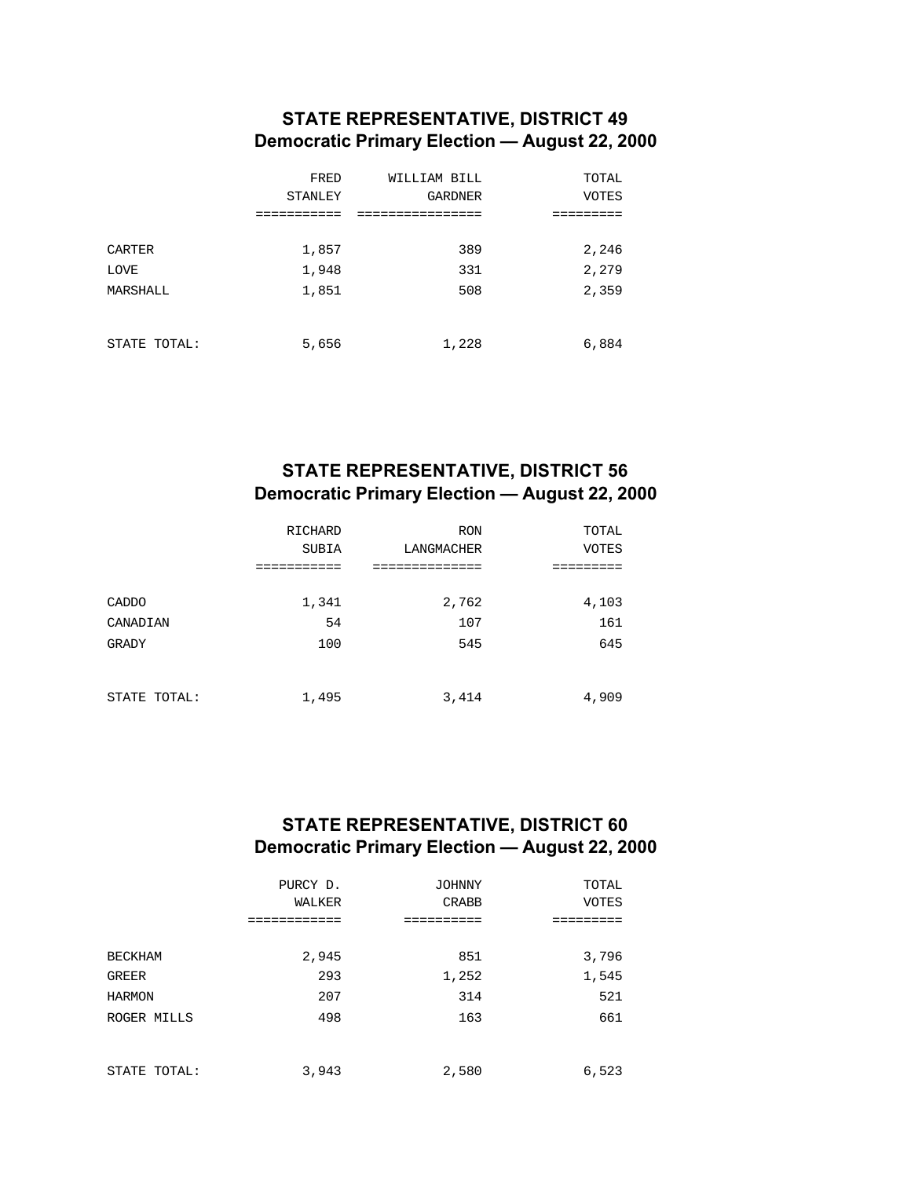## STATE REPRESENTATIVE, DISTRICT 49
## Democratic Primary Election — August 22, 2000

| | FRED STANLEY | WILLIAM BILL GARDNER | TOTAL VOTES |
|---|---|---|---|
| CARTER | 1,857 | 389 | 2,246 |
| LOVE | 1,948 | 331 | 2,279 |
| MARSHALL | 1,851 | 508 | 2,359 |
| STATE TOTAL: | 5,656 | 1,228 | 6,884 |

## STATE REPRESENTATIVE, DISTRICT 56
## Democratic Primary Election — August 22, 2000

| | RICHARD SUBIA | RON LANGMACHER | TOTAL VOTES |
|---|---|---|---|
| CADDO | 1,341 | 2,762 | 4,103 |
| CANADIAN | 54 | 107 | 161 |
| GRADY | 100 | 545 | 645 |
| STATE TOTAL: | 1,495 | 3,414 | 4,909 |

## STATE REPRESENTATIVE, DISTRICT 60
## Democratic Primary Election — August 22, 2000

| | PURCY D. WALKER | JOHNNY CRABB | TOTAL VOTES |
|---|---|---|---|
| BECKHAM | 2,945 | 851 | 3,796 |
| GREER | 293 | 1,252 | 1,545 |
| HARMON | 207 | 314 | 521 |
| ROGER MILLS | 498 | 163 | 661 |
| STATE TOTAL: | 3,943 | 2,580 | 6,523 |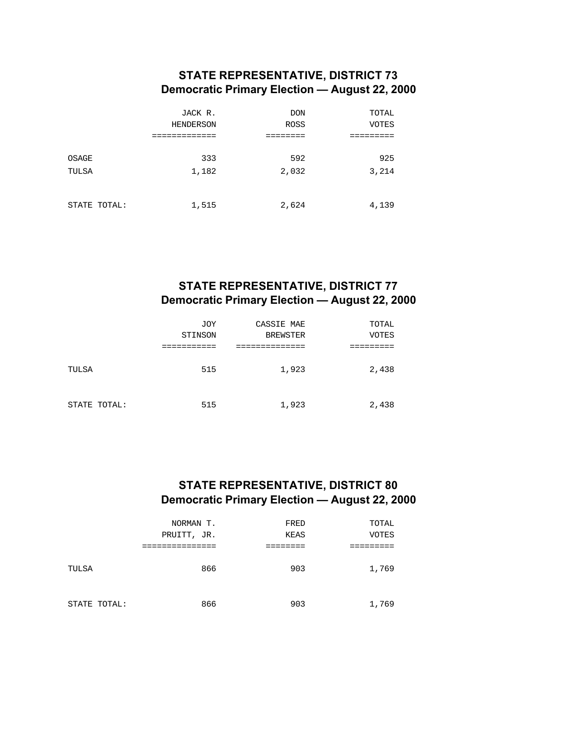## STATE REPRESENTATIVE, DISTRICT 73
## Democratic Primary Election — August 22, 2000

| | JACK R. HENDERSON | DON ROSS | TOTAL VOTES |
|---|---|---|---|
| OSAGE | 333 | 592 | 925 |
| TULSA | 1,182 | 2,032 | 3,214 |
| STATE TOTAL: | 1,515 | 2,624 | 4,139 |

## STATE REPRESENTATIVE, DISTRICT 77
## Democratic Primary Election — August 22, 2000

| | JOY STINSON | CASSIE MAE BREWSTER | TOTAL VOTES |
|---|---|---|---|
| TULSA | 515 | 1,923 | 2,438 |
| STATE TOTAL: | 515 | 1,923 | 2,438 |

## STATE REPRESENTATIVE, DISTRICT 80
## Democratic Primary Election — August 22, 2000

| | NORMAN T. PRUITT, JR. | FRED KEAS | TOTAL VOTES |
|---|---|---|---|
| TULSA | 866 | 903 | 1,769 |
| STATE TOTAL: | 866 | 903 | 1,769 |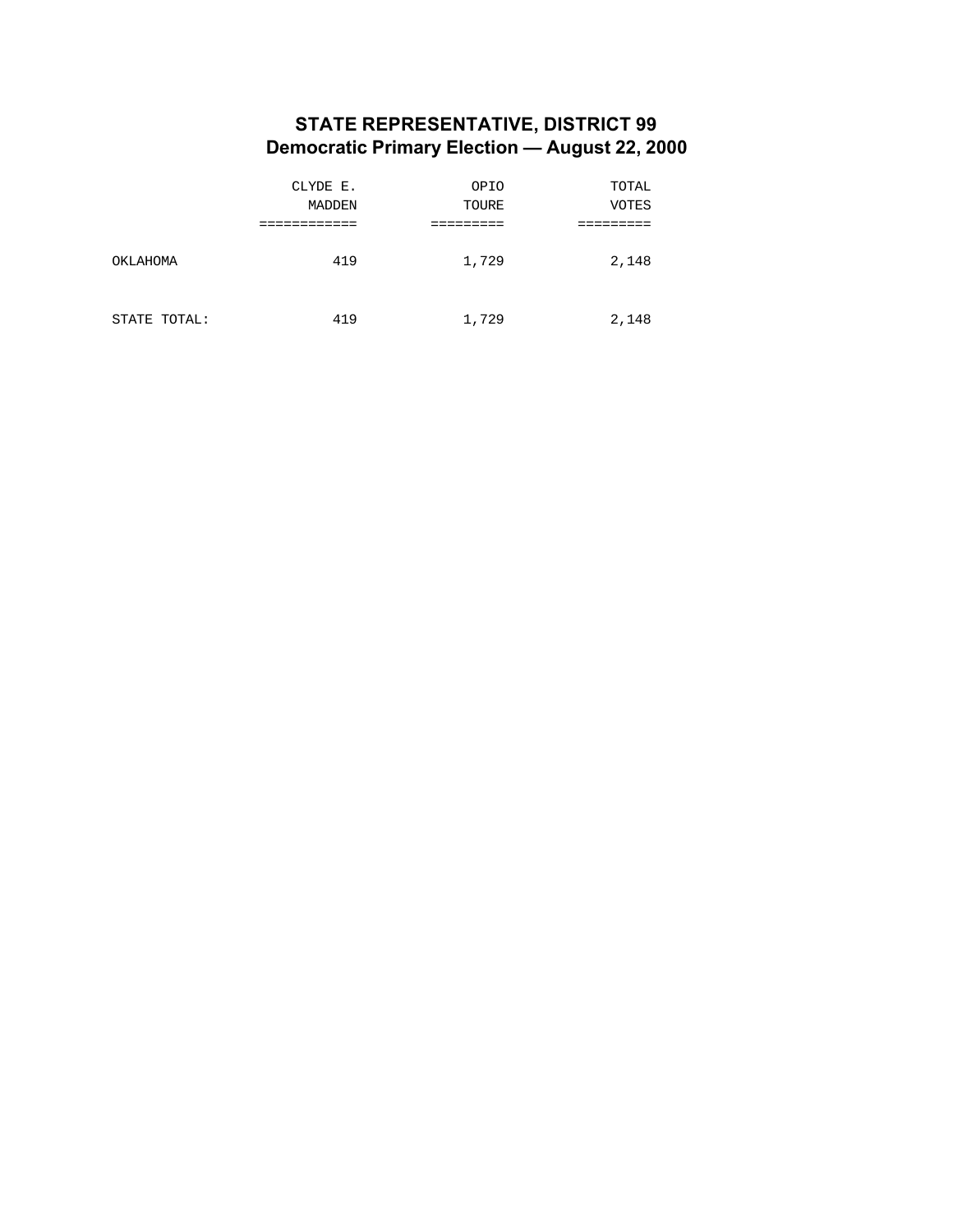# STATE REPRESENTATIVE, DISTRICT 99
## Democratic Primary Election — August 22, 2000

| | CLYDE E. MADDEN | OPIO TOURE | TOTAL VOTES |
|---|---|---|---|
| OKLAHOMA | 419 | 1,729 | 2,148 |
| STATE TOTAL: | 419 | 1,729 | 2,148 |